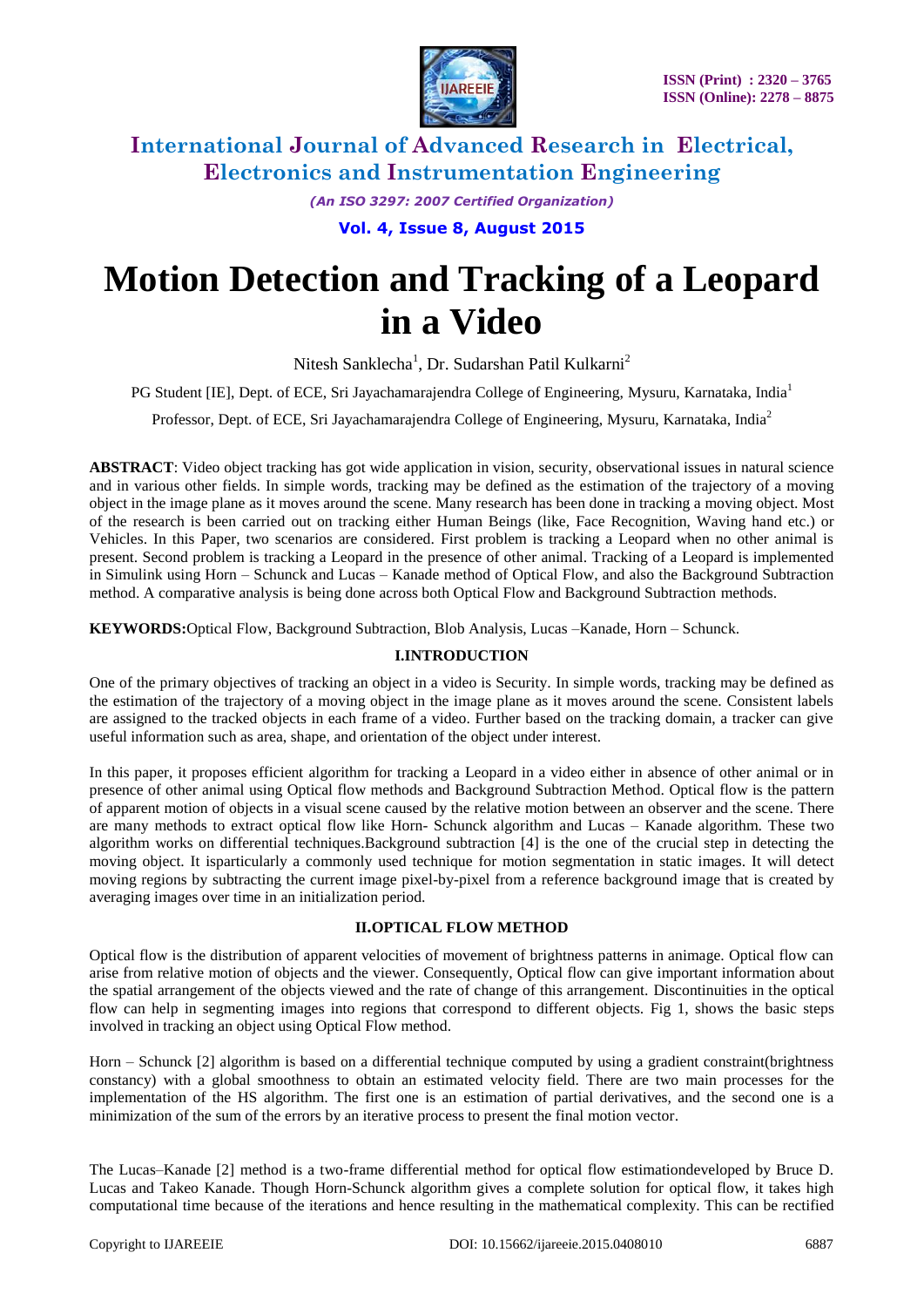# International Journal of Advanced Research in Electrical, Electronics and Instrumentation Engineering

*(An ISO 3297: 2007 Certified Organization)*

**Vol. 4, Issue 8, August 2015**

# Motion Detection and Tracking of a Leopard in a Video

Nitesh Sanklecha[1], Dr. Sudarshan Patil Kulkarni[2]

PG Student [IE], Dept. of ECE, Sri Jayachamarajendra College of Engineering, Mysuru, Karnataka, India[1]

Professor, Dept. of ECE, Sri Jayachamarajendra College of Engineering, Mysuru, Karnataka, India[2]

**ABSTRACT**: Video object tracking has got wide application in vision, security, observational issues in natural science and in various other fields. In simple words, tracking may be defined as the estimation of the trajectory of a moving object in the image plane as it moves around the scene. Many research has been done in tracking a moving object. Most of the research is been carried out on tracking either Human Beings (like, Face Recognition, Waving hand etc.) or Vehicles. In this Paper, two scenarios are considered. First problem is tracking a Leopard when no other animal is present. Second problem is tracking a Leopard in the presence of other animal. Tracking of a Leopard is implemented in Simulink using Horn – Schunck and Lucas – Kanade method of Optical Flow, and also the Background Subtraction method. A comparative analysis is being done across both Optical Flow and Background Subtraction methods.

**KEYWORDS:**Optical Flow, Background Subtraction, Blob Analysis, Lucas –Kanade, Horn – Schunck.

## I.INTRODUCTION

One of the primary objectives of tracking an object in a video is Security. In simple words, tracking may be defined as the estimation of the trajectory of a moving object in the image plane as it moves around the scene. Consistent labels are assigned to the tracked objects in each frame of a video. Further based on the tracking domain, a tracker can give useful information such as area, shape, and orientation of the object under interest.

In this paper, it proposes efficient algorithm for tracking a Leopard in a video either in absence of other animal or in presence of other animal using Optical flow methods and Background Subtraction Method. Optical flow is the pattern of apparent motion of objects in a visual scene caused by the relative motion between an observer and the scene. There are many methods to extract optical flow like Horn- Schunck algorithm and Lucas – Kanade algorithm. These two algorithm works on differential techniques.Background subtraction [4] is the one of the crucial step in detecting the moving object. It isparticularly a commonly used technique for motion segmentation in static images. It will detect moving regions by subtracting the current image pixel-by-pixel from a reference background image that is created by averaging images over time in an initialization period.

## II.OPTICAL FLOW METHOD

Optical flow is the distribution of apparent velocities of movement of brightness patterns in animage. Optical flow can arise from relative motion of objects and the viewer. Consequently, Optical flow can give important information about the spatial arrangement of the objects viewed and the rate of change of this arrangement. Discontinuities in the optical flow can help in segmenting images into regions that correspond to different objects. Fig 1, shows the basic steps involved in tracking an object using Optical Flow method.

Horn – Schunck [2] algorithm is based on a differential technique computed by using a gradient constraint(brightness constancy) with a global smoothness to obtain an estimated velocity field. There are two main processes for the implementation of the HS algorithm. The first one is an estimation of partial derivatives, and the second one is a minimization of the sum of the errors by an iterative process to present the final motion vector.

The Lucas–Kanade [2] method is a two-frame differential method for optical flow estimationdeveloped by Bruce D. Lucas and Takeo Kanade. Though Horn-Schunck algorithm gives a complete solution for optical flow, it takes high computational time because of the iterations and hence resulting in the mathematical complexity. This can be rectified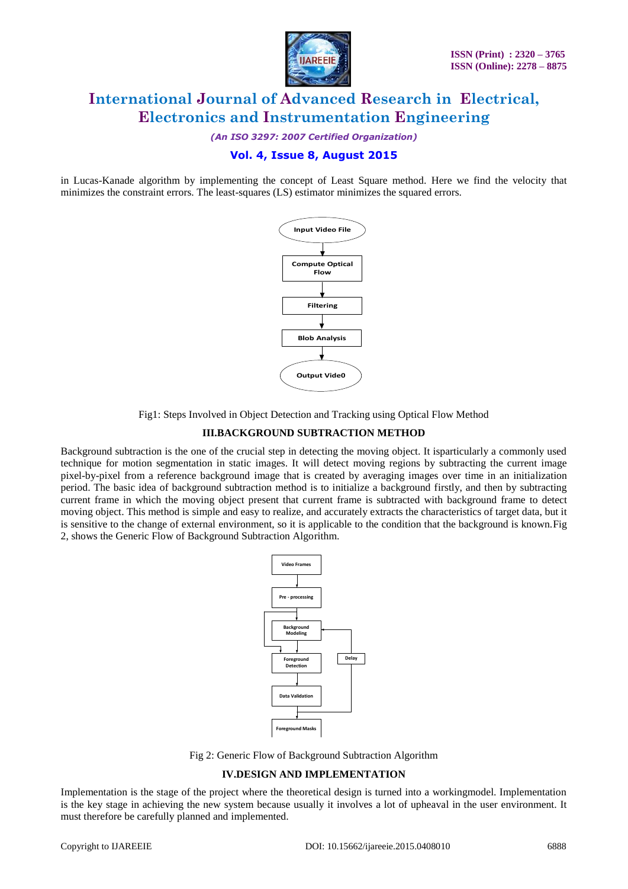in Lucas-Kanade algorithm by implementing the concept of Least Square method. Here we find the velocity that minimizes the constraint errors. The least-squares (LS) estimator minimizes the squared errors.

Fig1: Steps Involved in Object Detection and Tracking using Optical Flow Method

### III.BACKGROUND SUBTRACTION METHOD

Background subtraction is the one of the crucial step in detecting the moving object. It isparticularly a commonly used technique for motion segmentation in static images. It will detect moving regions by subtracting the current image pixel-by-pixel from a reference background image that is created by averaging images over time in an initialization period. The basic idea of background subtraction method is to initialize a background firstly, and then by subtracting current frame in which the moving object present that current frame is subtracted with background frame to detect moving object. This method is simple and easy to realize, and accurately extracts the characteristics of target data, but it is sensitive to the change of external environment, so it is applicable to the condition that the background is known.Fig 2, shows the Generic Flow of Background Subtraction Algorithm.

Fig 2: Generic Flow of Background Subtraction Algorithm

### IV.DESIGN AND IMPLEMENTATION

Implementation is the stage of the project where the theoretical design is turned into a workingmodel. Implementation is the key stage in achieving the new system because usually it involves a lot of upheaval in the user environment. It must therefore be carefully planned and implemented.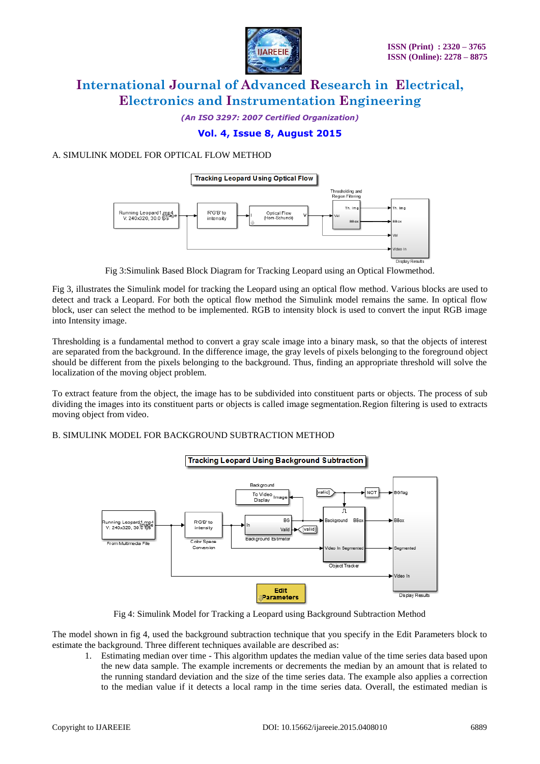A. SIMULINK MODEL FOR OPTICAL FLOW METHOD

Fig 3:Simulink Based Block Diagram for Tracking Leopard using an Optical Flowmethod.

Fig 3, illustrates the Simulink model for tracking the Leopard using an optical flow method. Various blocks are used to detect and track a Leopard. For both the optical flow method the Simulink model remains the same. In optical flow block, user can select the method to be implemented. RGB to intensity block is used to convert the input RGB image into Intensity image.

Thresholding is a fundamental method to convert a gray scale image into a binary mask, so that the objects of interest are separated from the background. In the difference image, the gray levels of pixels belonging to the foreground object should be different from the pixels belonging to the background. Thus, finding an appropriate threshold will solve the localization of the moving object problem.

To extract feature from the object, the image has to be subdivided into constituent parts or objects. The process of sub dividing the images into its constituent parts or objects is called image segmentation.Region filtering is used to extracts moving object from video.

B. SIMULINK MODEL FOR BACKGROUND SUBTRACTION METHOD

Fig 4: Simulink Model for Tracking a Leopard using Background Subtraction Method

The model shown in fig 4, used the background subtraction technique that you specify in the Edit Parameters block to estimate the background. Three different techniques available are described as:

1. Estimating median over time - This algorithm updates the median value of the time series data based upon the new data sample. The example increments or decrements the median by an amount that is related to the running standard deviation and the size of the time series data. The example also applies a correction to the median value if it detects a local ramp in the time series data. Overall, the estimated median is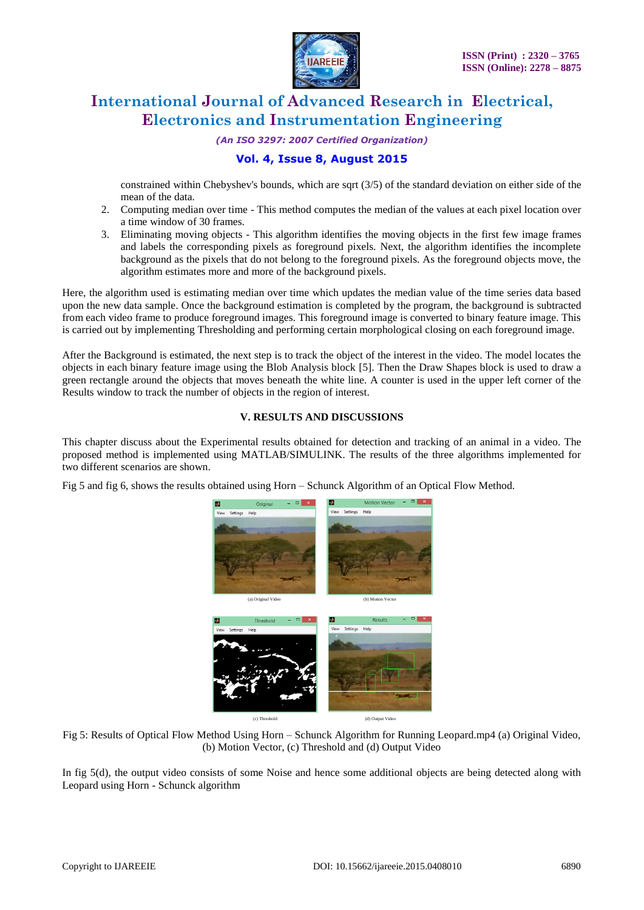constrained within Chebyshev's bounds, which are sqrt (3/5) of the standard deviation on either side of the mean of the data.

2. Computing median over time - This method computes the median of the values at each pixel location over a time window of 30 frames.
3. Eliminating moving objects - This algorithm identifies the moving objects in the first few image frames and labels the corresponding pixels as foreground pixels. Next, the algorithm identifies the incomplete background as the pixels that do not belong to the foreground pixels. As the foreground objects move, the algorithm estimates more and more of the background pixels.

Here, the algorithm used is estimating median over time which updates the median value of the time series data based upon the new data sample. Once the background estimation is completed by the program, the background is subtracted from each video frame to produce foreground images. This foreground image is converted to binary feature image. This is carried out by implementing Thresholding and performing certain morphological closing on each foreground image.

After the Background is estimated, the next step is to track the object of the interest in the video. The model locates the objects in each binary feature image using the Blob Analysis block [5]. Then the Draw Shapes block is used to draw a green rectangle around the objects that moves beneath the white line. A counter is used in the upper left corner of the Results window to track the number of objects in the region of interest.

## V. RESULTS AND DISCUSSIONS

This chapter discuss about the Experimental results obtained for detection and tracking of an animal in a video. The proposed method is implemented using MATLAB/SIMULINK. The results of the three algorithms implemented for two different scenarios are shown.

Fig 5 and fig 6, shows the results obtained using Horn – Schunck Algorithm of an Optical Flow Method.

(a) Original Video

(b) Motion Vector

(c) Threshold

(d) Output Video

Fig 5: Results of Optical Flow Method Using Horn – Schunck Algorithm for Running Leopard.mp4 (a) Original Video, (b) Motion Vector, (c) Threshold and (d) Output Video

In fig 5(d), the output video consists of some Noise and hence some additional objects are being detected along with Leopard using Horn - Schunck algorithm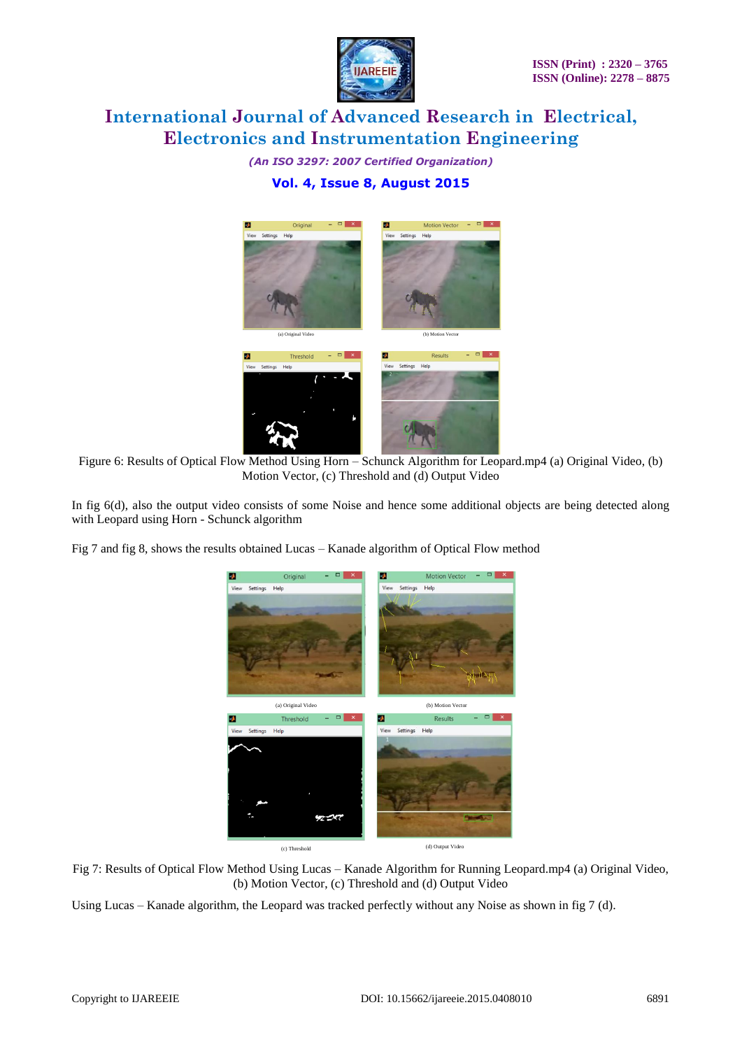Figure 6: Results of Optical Flow Method Using Horn – Schunck Algorithm for Leopard.mp4 (a) Original Video, (b) Motion Vector, (c) Threshold and (d) Output Video

In fig 6(d), also the output video consists of some Noise and hence some additional objects are being detected along with Leopard using Horn - Schunck algorithm

Fig 7 and fig 8, shows the results obtained Lucas – Kanade algorithm of Optical Flow method

Fig 7: Results of Optical Flow Method Using Lucas – Kanade Algorithm for Running Leopard.mp4 (a) Original Video, (b) Motion Vector, (c) Threshold and (d) Output Video

Using Lucas – Kanade algorithm, the Leopard was tracked perfectly without any Noise as shown in fig 7 (d).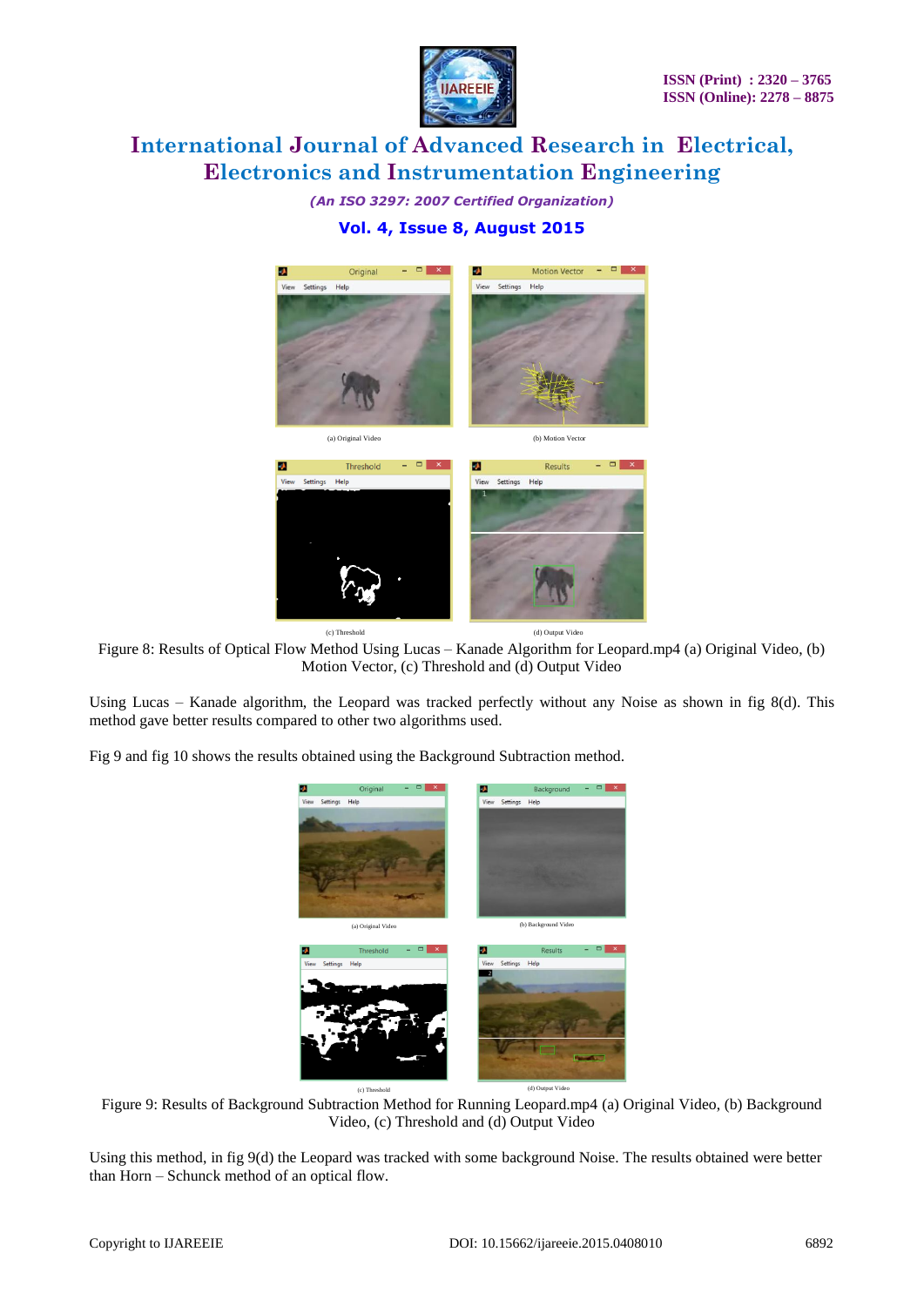(a) Original Video

(b) Motion Vector

(c) Threshold

(d) Output Video

Figure 8: Results of Optical Flow Method Using Lucas – Kanade Algorithm for Leopard.mp4 (a) Original Video, (b) Motion Vector, (c) Threshold and (d) Output Video

Using Lucas – Kanade algorithm, the Leopard was tracked perfectly without any Noise as shown in fig 8(d). This method gave better results compared to other two algorithms used.

Fig 9 and fig 10 shows the results obtained using the Background Subtraction method.

(a) Original Video

(b) Background Video

(c) Threshold

(d) Output Video

Figure 9: Results of Background Subtraction Method for Running Leopard.mp4 (a) Original Video, (b) Background Video, (c) Threshold and (d) Output Video

Using this method, in fig 9(d) the Leopard was tracked with some background Noise. The results obtained were better than Horn – Schunck method of an optical flow.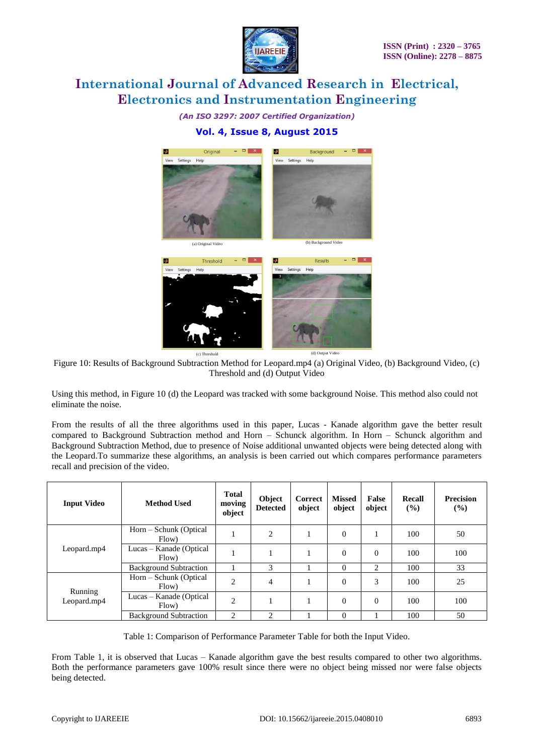Figure 10: Results of Background Subtraction Method for Leopard.mp4 (a) Original Video, (b) Background Video, (c) Threshold and (d) Output Video

Using this method, in Figure 10 (d) the Leopard was tracked with some background Noise. This method also could not eliminate the noise.

From the results of all the three algorithms used in this paper, Lucas - Kanade algorithm gave the better result compared to Background Subtraction method and Horn – Schunck algorithm. In Horn – Schunck algorithm and Background Subtraction Method, due to presence of Noise additional unwanted objects were being detected along with the Leopard.To summarize these algorithms, an analysis is been carried out which compares performance parameters recall and precision of the video.

| Input Video | Method Used | Total moving object | Object Detected | Correct object | Missed object | False object | Recall (%) | Precision (%) |
|---|---|---|---|---|---|---|---|---|
| Leopard.mp4 | Horn – Schunk (Optical Flow) | 1 | 2 | 1 | 0 | 1 | 100 | 50 |
| | Lucas – Kanade (Optical Flow) | 1 | 1 | 1 | 0 | 0 | 100 | 100 |
| | Background Subtraction | 1 | 3 | 1 | 0 | 2 | 100 | 33 |
| Running Leopard.mp4 | Horn – Schunk (Optical Flow) | 2 | 4 | 1 | 0 | 3 | 100 | 25 |
| | Lucas – Kanade (Optical Flow) | 2 | 1 | 1 | 0 | 0 | 100 | 100 |
| | Background Subtraction | 2 | 2 | 1 | 0 | 1 | 100 | 50 |

Table 1: Comparison of Performance Parameter Table for both the Input Video.

From Table 1, it is observed that Lucas – Kanade algorithm gave the best results compared to other two algorithms. Both the performance parameters gave 100% result since there were no object being missed nor were false objects being detected.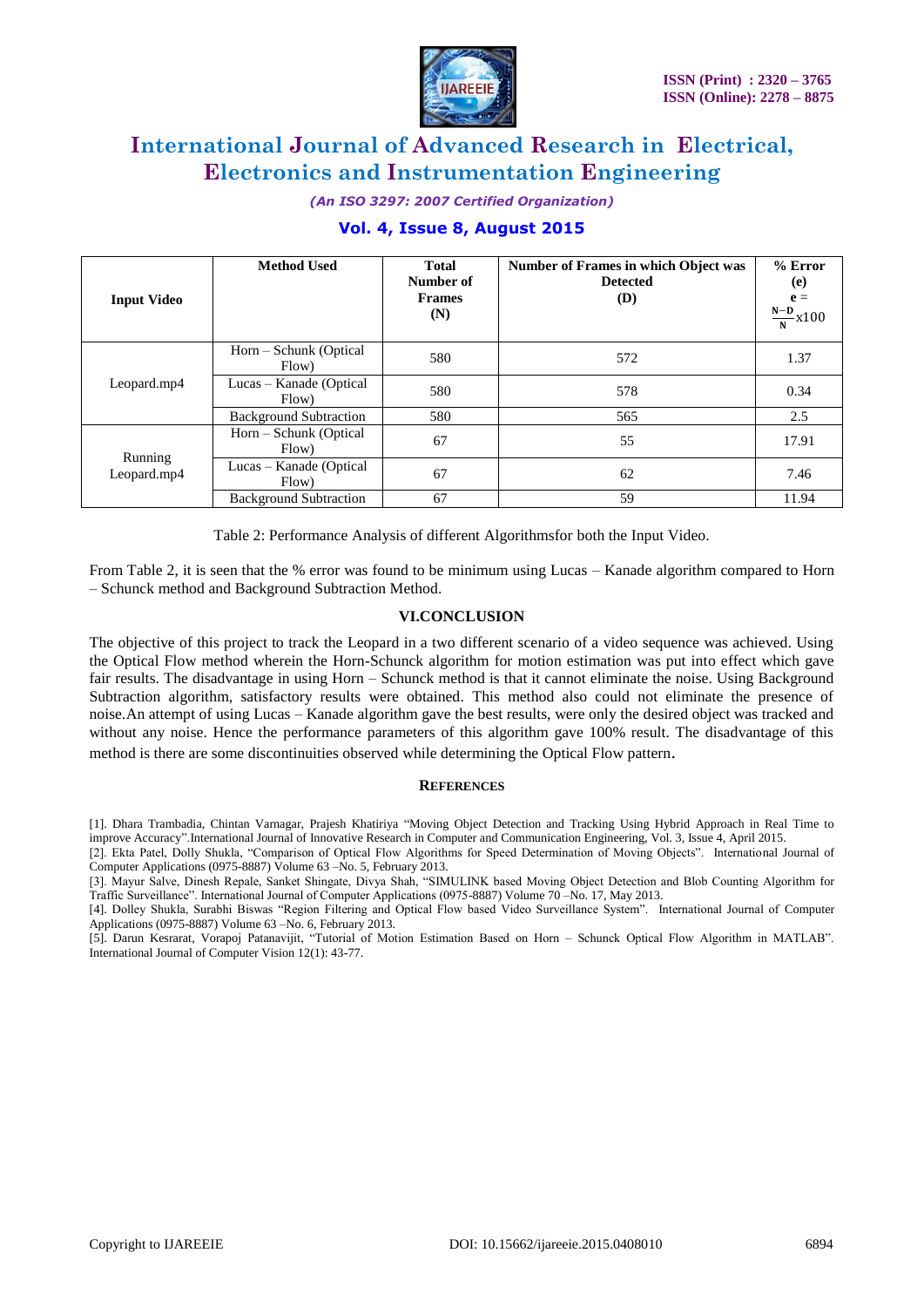| Input Video | Method Used | Total Number of Frames (N) | Number of Frames in which Object was Detected (D) | % Error (e) $e = \frac{N-D}{N} x100$ |
|---|---|---|---|---|
| Leopard.mp4 | Horn – Schunk (Optical Flow) | 580 | 572 | 1.37 |
| | Lucas – Kanade (Optical Flow) | 580 | 578 | 0.34 |
| | Background Subtraction | 580 | 565 | 2.5 |
| Running Leopard.mp4 | Horn – Schunk (Optical Flow) | 67 | 55 | 17.91 |
| | Lucas – Kanade (Optical Flow) | 67 | 62 | 7.46 |
| | Background Subtraction | 67 | 59 | 11.94 |

Table 2: Performance Analysis of different Algorithmsfor both the Input Video.

From Table 2, it is seen that the % error was found to be minimum using Lucas – Kanade algorithm compared to Horn – Schunck method and Background Subtraction Method.

## VI.CONCLUSION

The objective of this project to track the Leopard in a two different scenario of a video sequence was achieved. Using the Optical Flow method wherein the Horn-Schunck algorithm for motion estimation was put into effect which gave fair results. The disadvantage in using Horn – Schunck method is that it cannot eliminate the noise. Using Background Subtraction algorithm, satisfactory results were obtained. This method also could not eliminate the presence of noise.An attempt of using Lucas – Kanade algorithm gave the best results, were only the desired object was tracked and without any noise. Hence the performance parameters of this algorithm gave 100% result. The disadvantage of this method is there are some discontinuities observed while determining the Optical Flow pattern.

## REFERENCES

[1]. Dhara Trambadia, Chintan Varnagar, Prajesh Khatiriya "Moving Object Detection and Tracking Using Hybrid Approach in Real Time to improve Accuracy".International Journal of Innovative Research in Computer and Communication Engineering, Vol. 3, Issue 4, April 2015.

[2]. Ekta Patel, Dolly Shukla, "Comparison of Optical Flow Algorithms for Speed Determination of Moving Objects". International Journal of Computer Applications (0975-8887) Volume 63 –No. 5, February 2013.

[3]. Mayur Salve, Dinesh Repale, Sanket Shingate, Divya Shah, "SIMULINK based Moving Object Detection and Blob Counting Algorithm for Traffic Surveillance". International Journal of Computer Applications (0975-8887) Volume 70 –No. 17, May 2013.

[4]. Dolley Shukla, Surabhi Biswas "Region Filtering and Optical Flow based Video Surveillance System". International Journal of Computer Applications (0975-8887) Volume 63 –No. 6, February 2013.

[5]. Darun Kesrarat, Vorapoj Patanavijit, "Tutorial of Motion Estimation Based on Horn – Schunck Optical Flow Algorithm in MATLAB". International Journal of Computer Vision 12(1): 43-77.